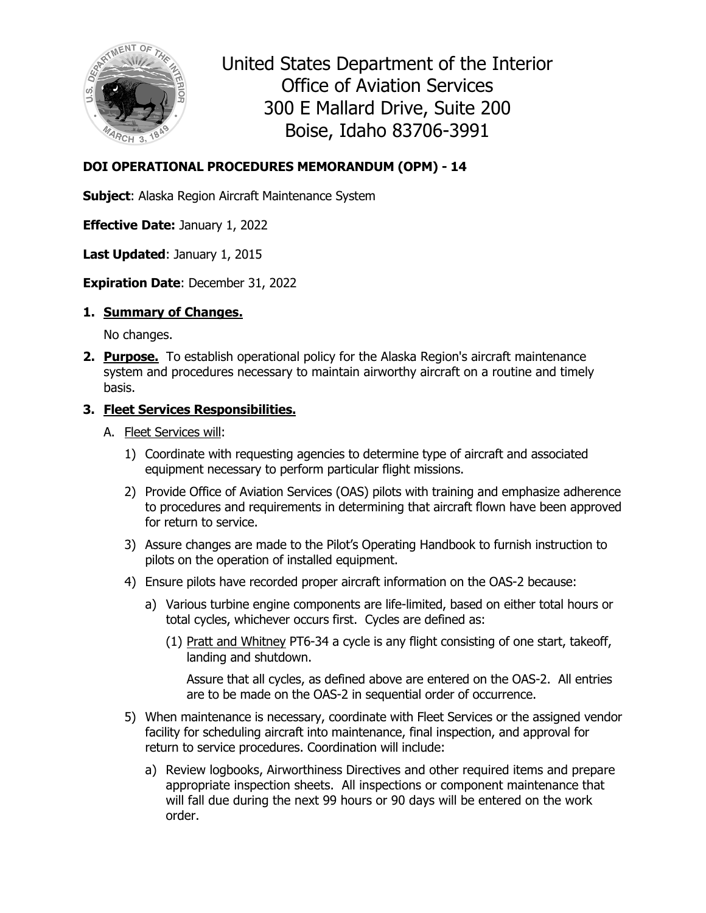United States Department of the Interior
Office of Aviation Services
300 E Mallard Drive, Suite 200
Boise, Idaho 83706-3991

**DOI OPERATIONAL PROCEDURES MEMORANDUM (OPM) - 14**

**Subject**: Alaska Region Aircraft Maintenance System

**Effective Date:** January 1, 2022

**Last Updated**: January 1, 2015

**Expiration Date**: December 31, 2022

1. **Summary of Changes.**

   No changes.

2. **Purpose.** To establish operational policy for the Alaska Region's aircraft maintenance system and procedures necessary to maintain airworthy aircraft on a routine and timely basis.

3. **Fleet Services Responsibilities.**

   A. Fleet Services will:

      1) Coordinate with requesting agencies to determine type of aircraft and associated equipment necessary to perform particular flight missions.

      2) Provide Office of Aviation Services (OAS) pilots with training and emphasize adherence to procedures and requirements in determining that aircraft flown have been approved for return to service.

      3) Assure changes are made to the Pilot's Operating Handbook to furnish instruction to pilots on the operation of installed equipment.

      4) Ensure pilots have recorded proper aircraft information on the OAS-2 because:

         a) Various turbine engine components are life-limited, based on either total hours or total cycles, whichever occurs first. Cycles are defined as:

            (1) Pratt and Whitney PT6-34 a cycle is any flight consisting of one start, takeoff, landing and shutdown.

            Assure that all cycles, as defined above are entered on the OAS-2. All entries are to be made on the OAS-2 in sequential order of occurrence.

      5) When maintenance is necessary, coordinate with Fleet Services or the assigned vendor facility for scheduling aircraft into maintenance, final inspection, and approval for return to service procedures. Coordination will include:

         a) Review logbooks, Airworthiness Directives and other required items and prepare appropriate inspection sheets. All inspections or component maintenance that will fall due during the next 99 hours or 90 days will be entered on the work order.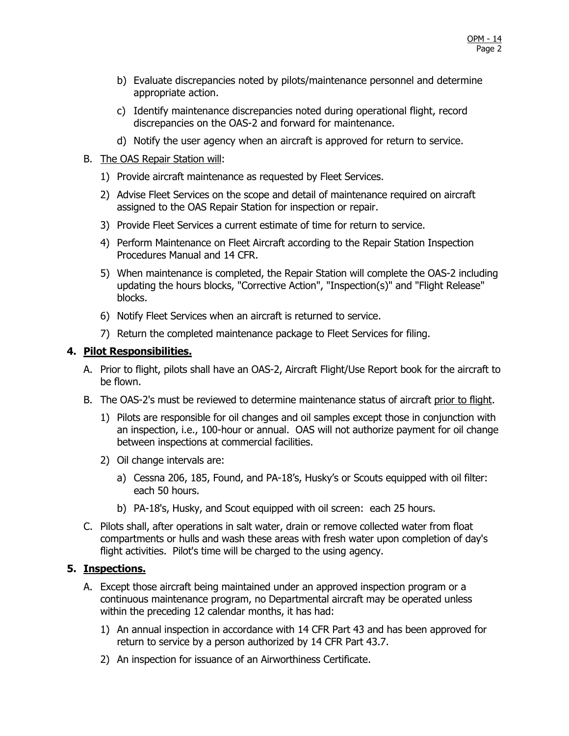b) Evaluate discrepancies noted by pilots/maintenance personnel and determine appropriate action.

c) Identify maintenance discrepancies noted during operational flight, record discrepancies on the OAS-2 and forward for maintenance.

d) Notify the user agency when an aircraft is approved for return to service.

B. <u>The OAS Repair Station will</u>:

1) Provide aircraft maintenance as requested by Fleet Services.

2) Advise Fleet Services on the scope and detail of maintenance required on aircraft assigned to the OAS Repair Station for inspection or repair.

3) Provide Fleet Services a current estimate of time for return to service.

4) Perform Maintenance on Fleet Aircraft according to the Repair Station Inspection Procedures Manual and 14 CFR.

5) When maintenance is completed, the Repair Station will complete the OAS-2 including updating the hours blocks, "Corrective Action", "Inspection(s)" and "Flight Release" blocks.

6) Notify Fleet Services when an aircraft is returned to service.

7) Return the completed maintenance package to Fleet Services for filing.

## 4. Pilot Responsibilities.

A. Prior to flight, pilots shall have an OAS-2, Aircraft Flight/Use Report book for the aircraft to be flown.

B. The OAS-2's must be reviewed to determine maintenance status of aircraft <u>prior to flight</u>.

1) Pilots are responsible for oil changes and oil samples except those in conjunction with an inspection, i.e., 100-hour or annual. OAS will not authorize payment for oil change between inspections at commercial facilities.

2) Oil change intervals are:

a) Cessna 206, 185, Found, and PA-18's, Husky's or Scouts equipped with oil filter: each 50 hours.

b) PA-18's, Husky, and Scout equipped with oil screen: each 25 hours.

C. Pilots shall, after operations in salt water, drain or remove collected water from float compartments or hulls and wash these areas with fresh water upon completion of day's flight activities. Pilot's time will be charged to the using agency.

## 5. Inspections.

A. Except those aircraft being maintained under an approved inspection program or a continuous maintenance program, no Departmental aircraft may be operated unless within the preceding 12 calendar months, it has had:

1) An annual inspection in accordance with 14 CFR Part 43 and has been approved for return to service by a person authorized by 14 CFR Part 43.7.

2) An inspection for issuance of an Airworthiness Certificate.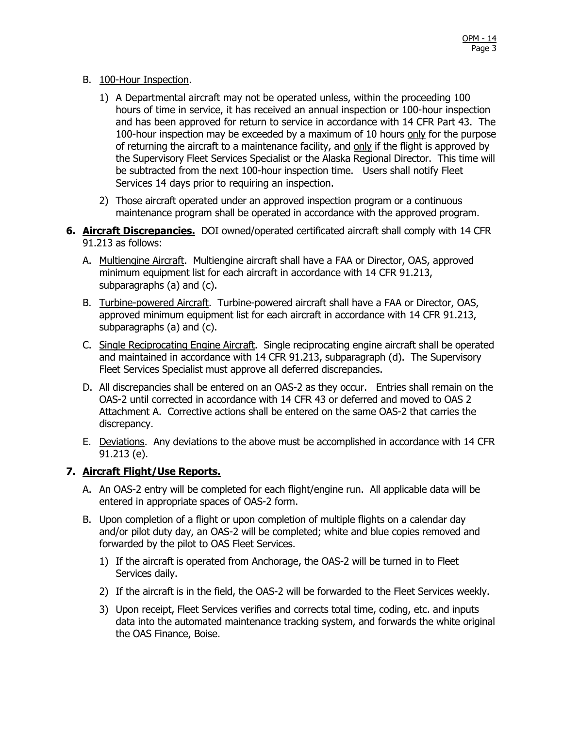B. <u>100-Hour Inspection</u>.

1) A Departmental aircraft may not be operated unless, within the proceeding 100 hours of time in service, it has received an annual inspection or 100-hour inspection and has been approved for return to service in accordance with 14 CFR Part 43. The 100-hour inspection may be exceeded by a maximum of 10 hours <u>only</u> for the purpose of returning the aircraft to a maintenance facility, and <u>only</u> if the flight is approved by the Supervisory Fleet Services Specialist or the Alaska Regional Director. This time will be subtracted from the next 100-hour inspection time. Users shall notify Fleet Services 14 days prior to requiring an inspection.

2) Those aircraft operated under an approved inspection program or a continuous maintenance program shall be operated in accordance with the approved program.

**6. <u>Aircraft Discrepancies.</u>** DOI owned/operated certificated aircraft shall comply with 14 CFR 91.213 as follows:

A. <u>Multiengine Aircraft</u>. Multiengine aircraft shall have a FAA or Director, OAS, approved minimum equipment list for each aircraft in accordance with 14 CFR 91.213, subparagraphs (a) and (c).

B. <u>Turbine-powered Aircraft</u>. Turbine-powered aircraft shall have a FAA or Director, OAS, approved minimum equipment list for each aircraft in accordance with 14 CFR 91.213, subparagraphs (a) and (c).

C. <u>Single Reciprocating Engine Aircraft</u>. Single reciprocating engine aircraft shall be operated and maintained in accordance with 14 CFR 91.213, subparagraph (d). The Supervisory Fleet Services Specialist must approve all deferred discrepancies.

D. All discrepancies shall be entered on an OAS-2 as they occur. Entries shall remain on the OAS-2 until corrected in accordance with 14 CFR 43 or deferred and moved to OAS 2 Attachment A. Corrective actions shall be entered on the same OAS-2 that carries the discrepancy.

E. <u>Deviations</u>. Any deviations to the above must be accomplished in accordance with 14 CFR 91.213 (e).

**7. <u>Aircraft Flight/Use Reports.</u>**

A. An OAS-2 entry will be completed for each flight/engine run. All applicable data will be entered in appropriate spaces of OAS-2 form.

B. Upon completion of a flight or upon completion of multiple flights on a calendar day and/or pilot duty day, an OAS-2 will be completed; white and blue copies removed and forwarded by the pilot to OAS Fleet Services.

1) If the aircraft is operated from Anchorage, the OAS-2 will be turned in to Fleet Services daily.

2) If the aircraft is in the field, the OAS-2 will be forwarded to the Fleet Services weekly.

3) Upon receipt, Fleet Services verifies and corrects total time, coding, etc. and inputs data into the automated maintenance tracking system, and forwards the white original the OAS Finance, Boise.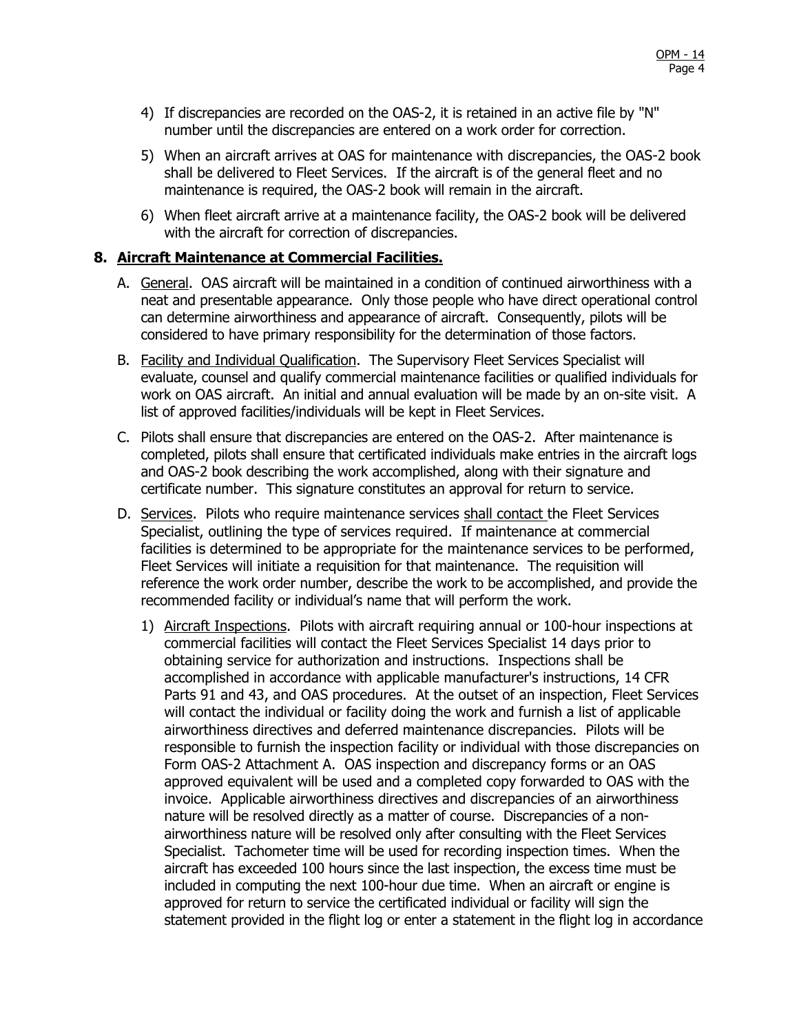4) If discrepancies are recorded on the OAS-2, it is retained in an active file by "N" number until the discrepancies are entered on a work order for correction.

5) When an aircraft arrives at OAS for maintenance with discrepancies, the OAS-2 book shall be delivered to Fleet Services. If the aircraft is of the general fleet and no maintenance is required, the OAS-2 book will remain in the aircraft.

6) When fleet aircraft arrive at a maintenance facility, the OAS-2 book will be delivered with the aircraft for correction of discrepancies.

## 8. Aircraft Maintenance at Commercial Facilities.

A. General. OAS aircraft will be maintained in a condition of continued airworthiness with a neat and presentable appearance. Only those people who have direct operational control can determine airworthiness and appearance of aircraft. Consequently, pilots will be considered to have primary responsibility for the determination of those factors.

B. Facility and Individual Qualification. The Supervisory Fleet Services Specialist will evaluate, counsel and qualify commercial maintenance facilities or qualified individuals for work on OAS aircraft. An initial and annual evaluation will be made by an on-site visit. A list of approved facilities/individuals will be kept in Fleet Services.

C. Pilots shall ensure that discrepancies are entered on the OAS-2. After maintenance is completed, pilots shall ensure that certificated individuals make entries in the aircraft logs and OAS-2 book describing the work accomplished, along with their signature and certificate number. This signature constitutes an approval for return to service.

D. Services. Pilots who require maintenance services shall contact the Fleet Services Specialist, outlining the type of services required. If maintenance at commercial facilities is determined to be appropriate for the maintenance services to be performed, Fleet Services will initiate a requisition for that maintenance. The requisition will reference the work order number, describe the work to be accomplished, and provide the recommended facility or individual's name that will perform the work.

1) Aircraft Inspections. Pilots with aircraft requiring annual or 100-hour inspections at commercial facilities will contact the Fleet Services Specialist 14 days prior to obtaining service for authorization and instructions. Inspections shall be accomplished in accordance with applicable manufacturer's instructions, 14 CFR Parts 91 and 43, and OAS procedures. At the outset of an inspection, Fleet Services will contact the individual or facility doing the work and furnish a list of applicable airworthiness directives and deferred maintenance discrepancies. Pilots will be responsible to furnish the inspection facility or individual with those discrepancies on Form OAS-2 Attachment A. OAS inspection and discrepancy forms or an OAS approved equivalent will be used and a completed copy forwarded to OAS with the invoice. Applicable airworthiness directives and discrepancies of an airworthiness nature will be resolved directly as a matter of course. Discrepancies of a non-airworthiness nature will be resolved only after consulting with the Fleet Services Specialist. Tachometer time will be used for recording inspection times. When the aircraft has exceeded 100 hours since the last inspection, the excess time must be included in computing the next 100-hour due time. When an aircraft or engine is approved for return to service the certificated individual or facility will sign the statement provided in the flight log or enter a statement in the flight log in accordance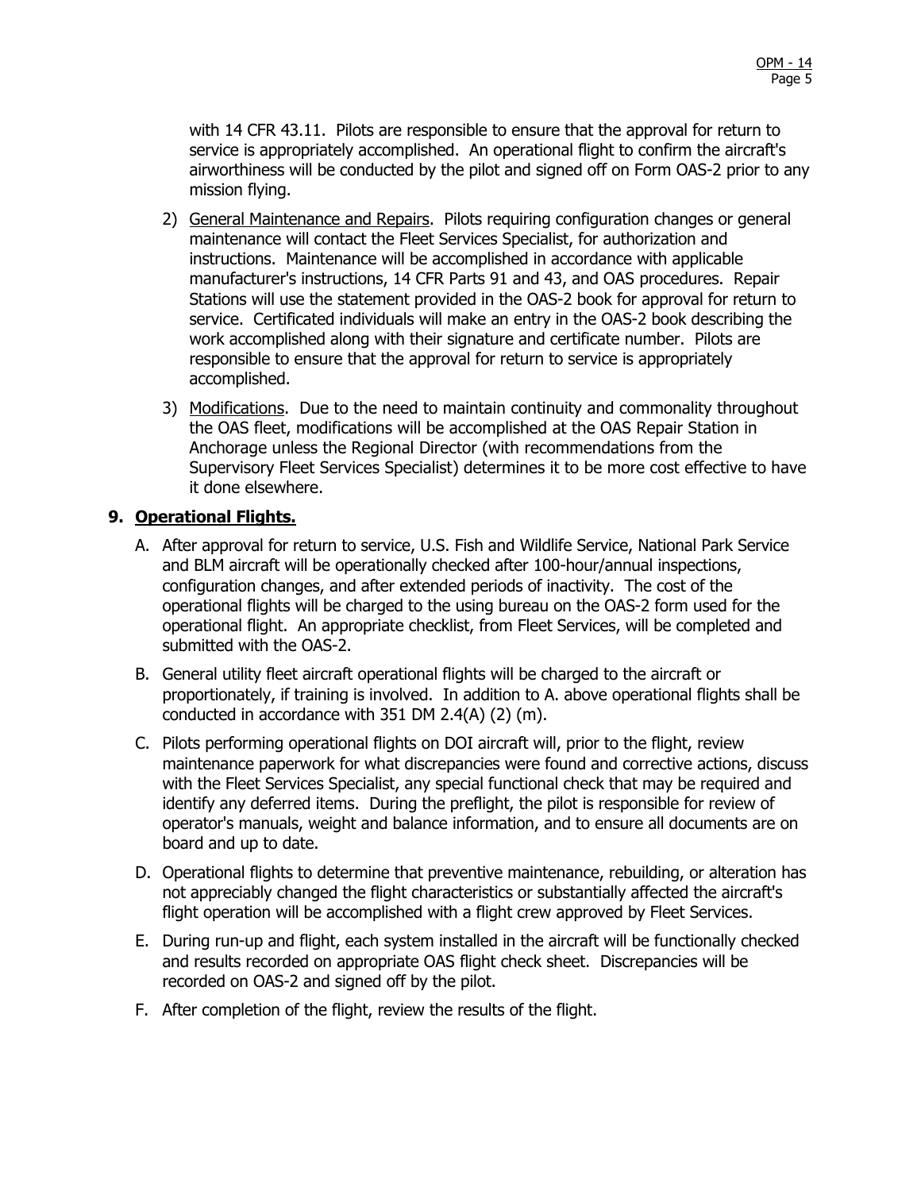with 14 CFR 43.11. Pilots are responsible to ensure that the approval for return to service is appropriately accomplished. An operational flight to confirm the aircraft's airworthiness will be conducted by the pilot and signed off on Form OAS-2 prior to any mission flying.

2) General Maintenance and Repairs. Pilots requiring configuration changes or general maintenance will contact the Fleet Services Specialist, for authorization and instructions. Maintenance will be accomplished in accordance with applicable manufacturer's instructions, 14 CFR Parts 91 and 43, and OAS procedures. Repair Stations will use the statement provided in the OAS-2 book for approval for return to service. Certificated individuals will make an entry in the OAS-2 book describing the work accomplished along with their signature and certificate number. Pilots are responsible to ensure that the approval for return to service is appropriately accomplished.

3) Modifications. Due to the need to maintain continuity and commonality throughout the OAS fleet, modifications will be accomplished at the OAS Repair Station in Anchorage unless the Regional Director (with recommendations from the Supervisory Fleet Services Specialist) determines it to be more cost effective to have it done elsewhere.

## 9. Operational Flights.

A. After approval for return to service, U.S. Fish and Wildlife Service, National Park Service and BLM aircraft will be operationally checked after 100-hour/annual inspections, configuration changes, and after extended periods of inactivity. The cost of the operational flights will be charged to the using bureau on the OAS-2 form used for the operational flight. An appropriate checklist, from Fleet Services, will be completed and submitted with the OAS-2.

B. General utility fleet aircraft operational flights will be charged to the aircraft or proportionately, if training is involved. In addition to A. above operational flights shall be conducted in accordance with 351 DM 2.4(A) (2) (m).

C. Pilots performing operational flights on DOI aircraft will, prior to the flight, review maintenance paperwork for what discrepancies were found and corrective actions, discuss with the Fleet Services Specialist, any special functional check that may be required and identify any deferred items. During the preflight, the pilot is responsible for review of operator's manuals, weight and balance information, and to ensure all documents are on board and up to date.

D. Operational flights to determine that preventive maintenance, rebuilding, or alteration has not appreciably changed the flight characteristics or substantially affected the aircraft's flight operation will be accomplished with a flight crew approved by Fleet Services.

E. During run-up and flight, each system installed in the aircraft will be functionally checked and results recorded on appropriate OAS flight check sheet. Discrepancies will be recorded on OAS-2 and signed off by the pilot.

F. After completion of the flight, review the results of the flight.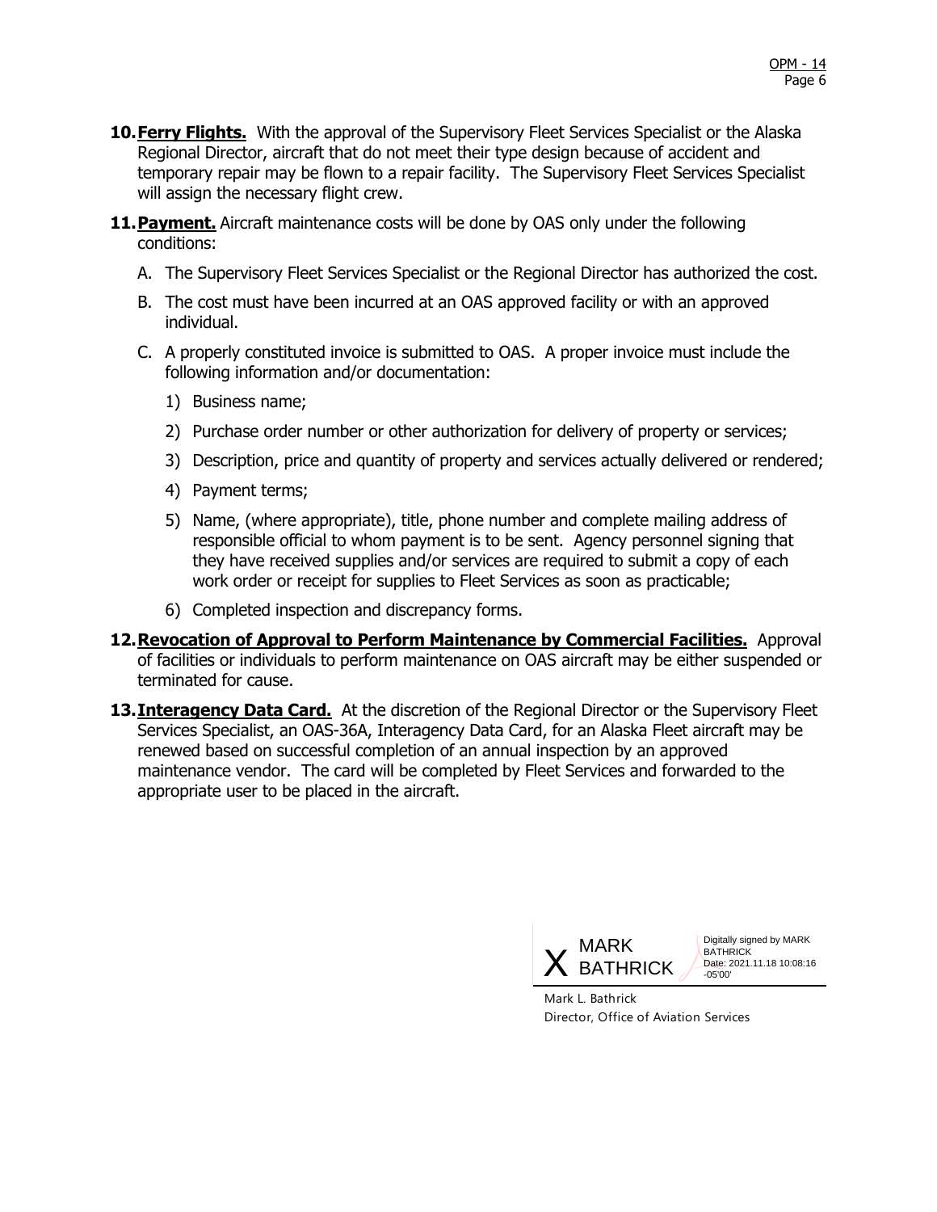10. **Ferry Flights.** With the approval of the Supervisory Fleet Services Specialist or the Alaska Regional Director, aircraft that do not meet their type design because of accident and temporary repair may be flown to a repair facility. The Supervisory Fleet Services Specialist will assign the necessary flight crew.

11. **Payment.** Aircraft maintenance costs will be done by OAS only under the following conditions:

    A. The Supervisory Fleet Services Specialist or the Regional Director has authorized the cost.

    B. The cost must have been incurred at an OAS approved facility or with an approved individual.

    C. A properly constituted invoice is submitted to OAS. A proper invoice must include the following information and/or documentation:

    1) Business name;

    2) Purchase order number or other authorization for delivery of property or services;

    3) Description, price and quantity of property and services actually delivered or rendered;

    4) Payment terms;

    5) Name, (where appropriate), title, phone number and complete mailing address of responsible official to whom payment is to be sent. Agency personnel signing that they have received supplies and/or services are required to submit a copy of each work order or receipt for supplies to Fleet Services as soon as practicable;

    6) Completed inspection and discrepancy forms.

12. **Revocation of Approval to Perform Maintenance by Commercial Facilities.** Approval of facilities or individuals to perform maintenance on OAS aircraft may be either suspended or terminated for cause.

13. **Interagency Data Card.** At the discretion of the Regional Director or the Supervisory Fleet Services Specialist, an OAS-36A, Interagency Data Card, for an Alaska Fleet aircraft may be renewed based on successful completion of an annual inspection by an approved maintenance vendor. The card will be completed by Fleet Services and forwarded to the appropriate user to be placed in the aircraft.

X MARK BATHRICK

Digitally signed by MARK BATHRICK
Date: 2021.11.18 10:08:16 -05'00'

Mark L. Bathrick
Director, Office of Aviation Services